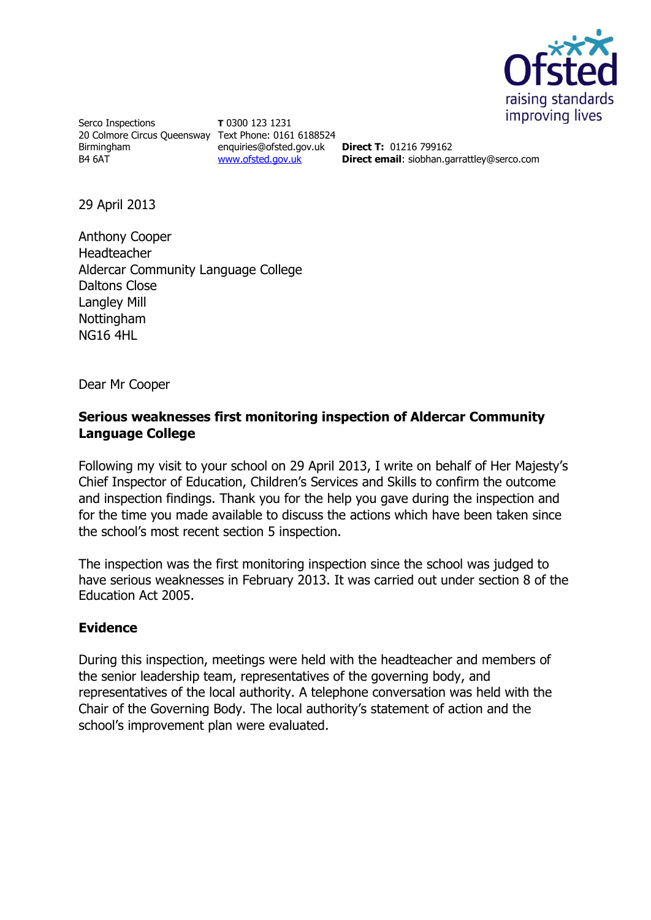Serco Inspections
20 Colmore Circus Queensway
Birmingham
B4 6AT

**T** 0300 123 1231
Text Phone: 0161 6188524
enquiries@ofsted.gov.uk
www.ofsted.gov.uk

**Direct T:** 01216 799162
**Direct email**: siobhan.garrattley@serco.com

29 April 2013

Anthony Cooper
Headteacher
Aldercar Community Language College
Daltons Close
Langley Mill
Nottingham
NG16 4HL

Dear Mr Cooper

**Serious weaknesses first monitoring inspection of Aldercar Community Language College**

Following my visit to your school on 29 April 2013, I write on behalf of Her Majesty's Chief Inspector of Education, Children's Services and Skills to confirm the outcome and inspection findings. Thank you for the help you gave during the inspection and for the time you made available to discuss the actions which have been taken since the school's most recent section 5 inspection.

The inspection was the first monitoring inspection since the school was judged to have serious weaknesses in February 2013. It was carried out under section 8 of the Education Act 2005.

## Evidence

During this inspection, meetings were held with the headteacher and members of the senior leadership team, representatives of the governing body, and representatives of the local authority. A telephone conversation was held with the Chair of the Governing Body. The local authority's statement of action and the school's improvement plan were evaluated.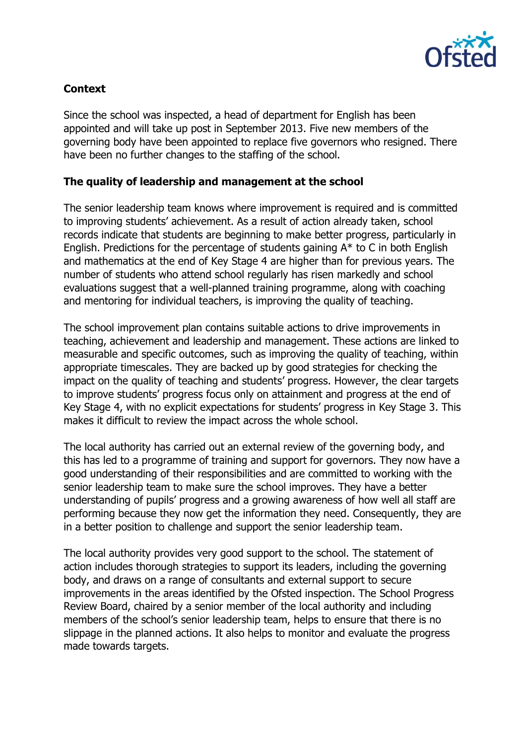**Context**

Since the school was inspected, a head of department for English has been appointed and will take up post in September 2013. Five new members of the governing body have been appointed to replace five governors who resigned. There have been no further changes to the staffing of the school.

**The quality of leadership and management at the school**

The senior leadership team knows where improvement is required and is committed to improving students' achievement. As a result of action already taken, school records indicate that students are beginning to make better progress, particularly in English. Predictions for the percentage of students gaining A* to C in both English and mathematics at the end of Key Stage 4 are higher than for previous years. The number of students who attend school regularly has risen markedly and school evaluations suggest that a well-planned training programme, along with coaching and mentoring for individual teachers, is improving the quality of teaching.

The school improvement plan contains suitable actions to drive improvements in teaching, achievement and leadership and management. These actions are linked to measurable and specific outcomes, such as improving the quality of teaching, within appropriate timescales. They are backed up by good strategies for checking the impact on the quality of teaching and students' progress. However, the clear targets to improve students' progress focus only on attainment and progress at the end of Key Stage 4, with no explicit expectations for students' progress in Key Stage 3. This makes it difficult to review the impact across the whole school.

The local authority has carried out an external review of the governing body, and this has led to a programme of training and support for governors. They now have a good understanding of their responsibilities and are committed to working with the senior leadership team to make sure the school improves. They have a better understanding of pupils' progress and a growing awareness of how well all staff are performing because they now get the information they need. Consequently, they are in a better position to challenge and support the senior leadership team.

The local authority provides very good support to the school. The statement of action includes thorough strategies to support its leaders, including the governing body, and draws on a range of consultants and external support to secure improvements in the areas identified by the Ofsted inspection. The School Progress Review Board, chaired by a senior member of the local authority and including members of the school's senior leadership team, helps to ensure that there is no slippage in the planned actions. It also helps to monitor and evaluate the progress made towards targets.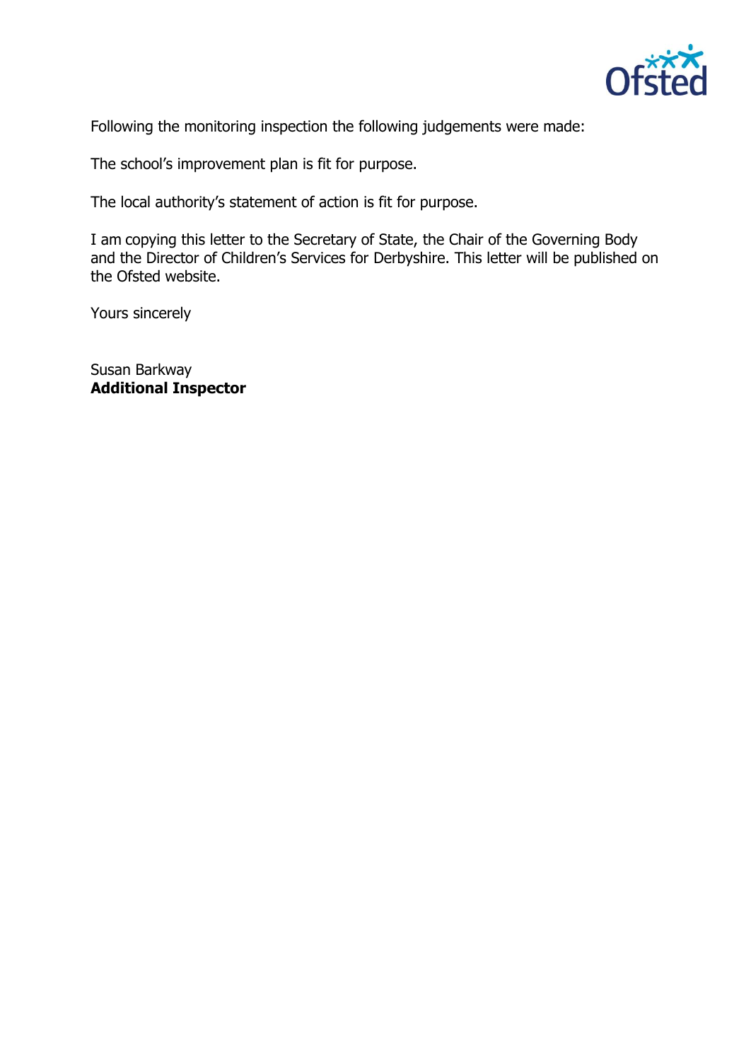Following the monitoring inspection the following judgements were made:

The school's improvement plan is fit for purpose.

The local authority's statement of action is fit for purpose.

I am copying this letter to the Secretary of State, the Chair of the Governing Body and the Director of Children's Services for Derbyshire. This letter will be published on the Ofsted website.

Yours sincerely

Susan Barkway
**Additional Inspector**